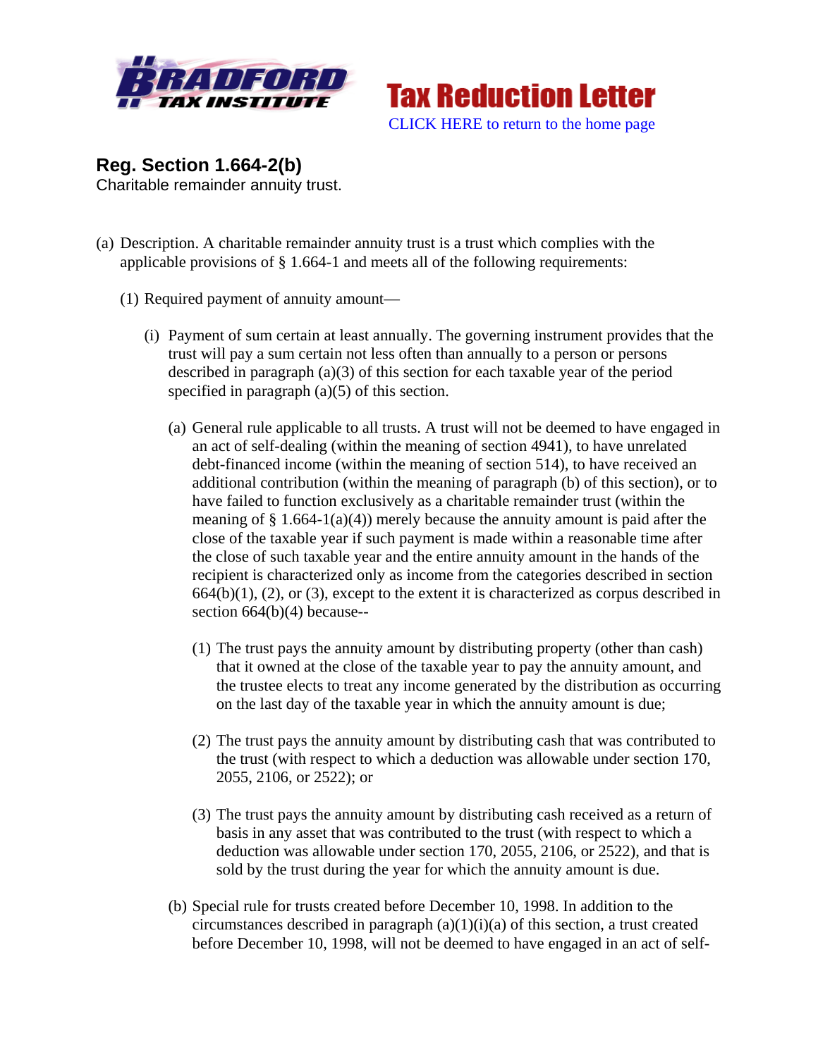Tax Reduction Letter

CLICK HERE to return to the home page

## Reg. Section 1.664-2(b)

Charitable remainder annuity trust.

(a) Description. A charitable remainder annuity trust is a trust which complies with the applicable provisions of § 1.664-1 and meets all of the following requirements:

(1) Required payment of annuity amount—

(i) Payment of sum certain at least annually. The governing instrument provides that the trust will pay a sum certain not less often than annually to a person or persons described in paragraph (a)(3) of this section for each taxable year of the period specified in paragraph (a)(5) of this section.

(a) General rule applicable to all trusts. A trust will not be deemed to have engaged in an act of self-dealing (within the meaning of section 4941), to have unrelated debt-financed income (within the meaning of section 514), to have received an additional contribution (within the meaning of paragraph (b) of this section), or to have failed to function exclusively as a charitable remainder trust (within the meaning of § 1.664-1(a)(4)) merely because the annuity amount is paid after the close of the taxable year if such payment is made within a reasonable time after the close of such taxable year and the entire annuity amount in the hands of the recipient is characterized only as income from the categories described in section 664(b)(1), (2), or (3), except to the extent it is characterized as corpus described in section 664(b)(4) because--

(1) The trust pays the annuity amount by distributing property (other than cash) that it owned at the close of the taxable year to pay the annuity amount, and the trustee elects to treat any income generated by the distribution as occurring on the last day of the taxable year in which the annuity amount is due;

(2) The trust pays the annuity amount by distributing cash that was contributed to the trust (with respect to which a deduction was allowable under section 170, 2055, 2106, or 2522); or

(3) The trust pays the annuity amount by distributing cash received as a return of basis in any asset that was contributed to the trust (with respect to which a deduction was allowable under section 170, 2055, 2106, or 2522), and that is sold by the trust during the year for which the annuity amount is due.

(b) Special rule for trusts created before December 10, 1998. In addition to the circumstances described in paragraph (a)(1)(i)(a) of this section, a trust created before December 10, 1998, will not be deemed to have engaged in an act of self-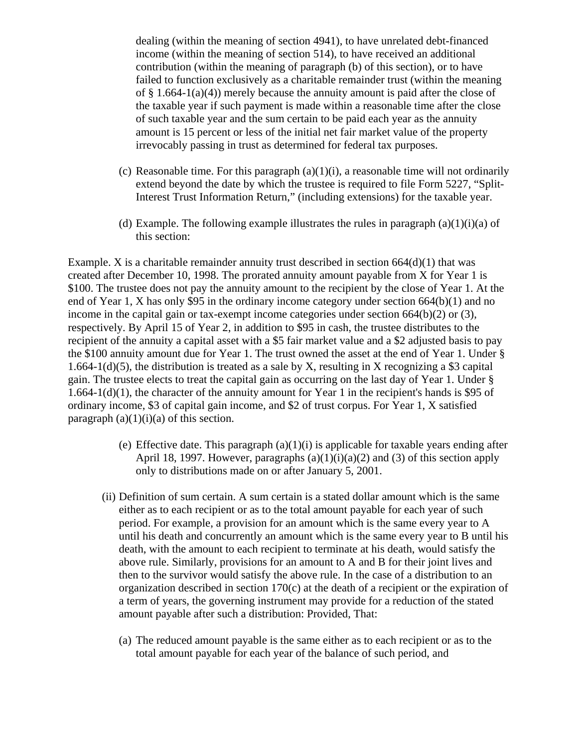dealing (within the meaning of section 4941), to have unrelated debt-financed income (within the meaning of section 514), to have received an additional contribution (within the meaning of paragraph (b) of this section), or to have failed to function exclusively as a charitable remainder trust (within the meaning of § 1.664-1(a)(4)) merely because the annuity amount is paid after the close of the taxable year if such payment is made within a reasonable time after the close of such taxable year and the sum certain to be paid each year as the annuity amount is 15 percent or less of the initial net fair market value of the property irrevocably passing in trust as determined for federal tax purposes.

(c) Reasonable time. For this paragraph (a)(1)(i), a reasonable time will not ordinarily extend beyond the date by which the trustee is required to file Form 5227, "Split-Interest Trust Information Return," (including extensions) for the taxable year.

(d) Example. The following example illustrates the rules in paragraph (a)(1)(i)(a) of this section:

Example. X is a charitable remainder annuity trust described in section 664(d)(1) that was created after December 10, 1998. The prorated annuity amount payable from X for Year 1 is $100. The trustee does not pay the annuity amount to the recipient by the close of Year 1. At the end of Year 1, X has only $95 in the ordinary income category under section 664(b)(1) and no income in the capital gain or tax-exempt income categories under section 664(b)(2) or (3), respectively. By April 15 of Year 2, in addition to $95 in cash, the trustee distributes to the recipient of the annuity a capital asset with a $5 fair market value and a $2 adjusted basis to pay the $100 annuity amount due for Year 1. The trust owned the asset at the end of Year 1. Under § 1.664-1(d)(5), the distribution is treated as a sale by X, resulting in X recognizing a $3 capital gain. The trustee elects to treat the capital gain as occurring on the last day of Year 1. Under § 1.664-1(d)(1), the character of the annuity amount for Year 1 in the recipient's hands is $95 of ordinary income, $3 of capital gain income, and $2 of trust corpus. For Year 1, X satisfied paragraph (a)(1)(i)(a) of this section.

(e) Effective date. This paragraph (a)(1)(i) is applicable for taxable years ending after April 18, 1997. However, paragraphs (a)(1)(i)(a)(2) and (3) of this section apply only to distributions made on or after January 5, 2001.

(ii) Definition of sum certain. A sum certain is a stated dollar amount which is the same either as to each recipient or as to the total amount payable for each year of such period. For example, a provision for an amount which is the same every year to A until his death and concurrently an amount which is the same every year to B until his death, with the amount to each recipient to terminate at his death, would satisfy the above rule. Similarly, provisions for an amount to A and B for their joint lives and then to the survivor would satisfy the above rule. In the case of a distribution to an organization described in section 170(c) at the death of a recipient or the expiration of a term of years, the governing instrument may provide for a reduction of the stated amount payable after such a distribution: Provided, That:

(a) The reduced amount payable is the same either as to each recipient or as to the total amount payable for each year of the balance of such period, and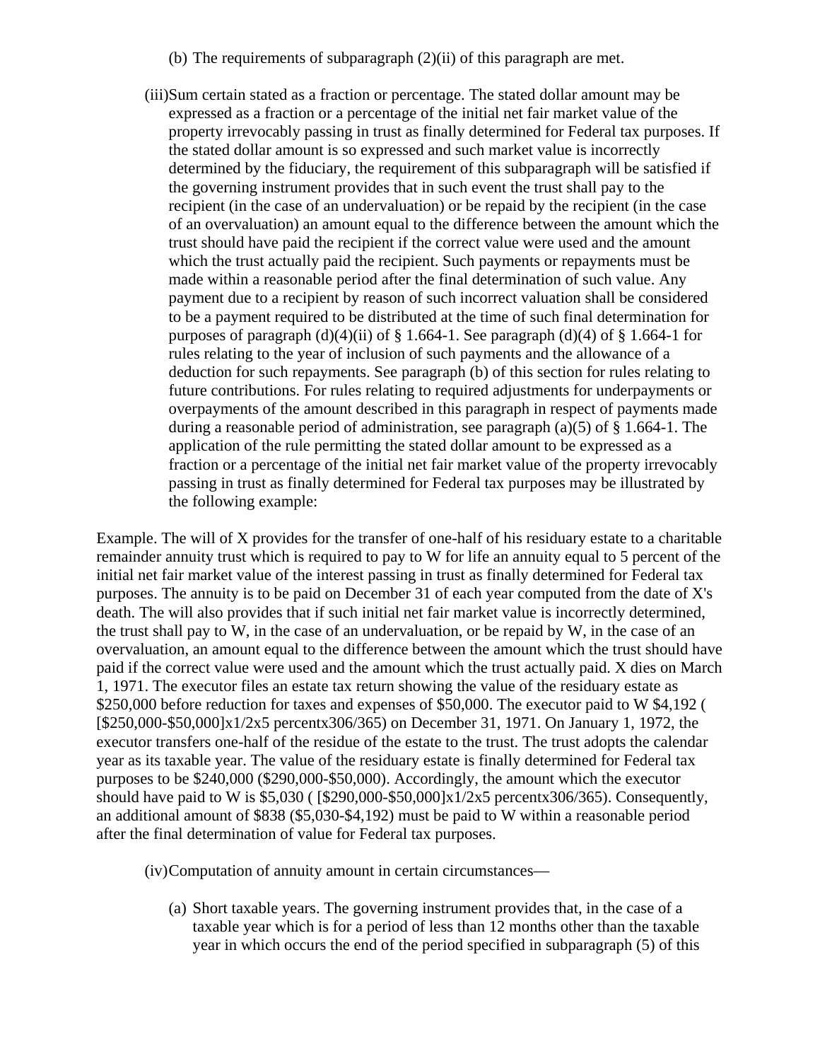(b) The requirements of subparagraph (2)(ii) of this paragraph are met.

(iii) Sum certain stated as a fraction or percentage. The stated dollar amount may be expressed as a fraction or a percentage of the initial net fair market value of the property irrevocably passing in trust as finally determined for Federal tax purposes. If the stated dollar amount is so expressed and such market value is incorrectly determined by the fiduciary, the requirement of this subparagraph will be satisfied if the governing instrument provides that in such event the trust shall pay to the recipient (in the case of an undervaluation) or be repaid by the recipient (in the case of an overvaluation) an amount equal to the difference between the amount which the trust should have paid the recipient if the correct value were used and the amount which the trust actually paid the recipient. Such payments or repayments must be made within a reasonable period after the final determination of such value. Any payment due to a recipient by reason of such incorrect valuation shall be considered to be a payment required to be distributed at the time of such final determination for purposes of paragraph (d)(4)(ii) of § 1.664-1. See paragraph (d)(4) of § 1.664-1 for rules relating to the year of inclusion of such payments and the allowance of a deduction for such repayments. See paragraph (b) of this section for rules relating to future contributions. For rules relating to required adjustments for underpayments or overpayments of the amount described in this paragraph in respect of payments made during a reasonable period of administration, see paragraph (a)(5) of § 1.664-1. The application of the rule permitting the stated dollar amount to be expressed as a fraction or a percentage of the initial net fair market value of the property irrevocably passing in trust as finally determined for Federal tax purposes may be illustrated by the following example:

Example. The will of X provides for the transfer of one-half of his residuary estate to a charitable remainder annuity trust which is required to pay to W for life an annuity equal to 5 percent of the initial net fair market value of the interest passing in trust as finally determined for Federal tax purposes. The annuity is to be paid on December 31 of each year computed from the date of X's death. The will also provides that if such initial net fair market value is incorrectly determined, the trust shall pay to W, in the case of an undervaluation, or be repaid by W, in the case of an overvaluation, an amount equal to the difference between the amount which the trust should have paid if the correct value were used and the amount which the trust actually paid. X dies on March 1, 1971. The executor files an estate tax return showing the value of the residuary estate as $250,000 before reduction for taxes and expenses of $50,000. The executor paid to W $4,192 ( [$250,000-$50,000]x1/2x5 percentx306/365) on December 31, 1971. On January 1, 1972, the executor transfers one-half of the residue of the estate to the trust. The trust adopts the calendar year as its taxable year. The value of the residuary estate is finally determined for Federal tax purposes to be $240,000 ($290,000-$50,000). Accordingly, the amount which the executor should have paid to W is $5,030 ( [$290,000-$50,000]x1/2x5 percentx306/365). Consequently, an additional amount of $838 ($5,030-$4,192) must be paid to W within a reasonable period after the final determination of value for Federal tax purposes.

(iv) Computation of annuity amount in certain circumstances—

(a) Short taxable years. The governing instrument provides that, in the case of a taxable year which is for a period of less than 12 months other than the taxable year in which occurs the end of the period specified in subparagraph (5) of this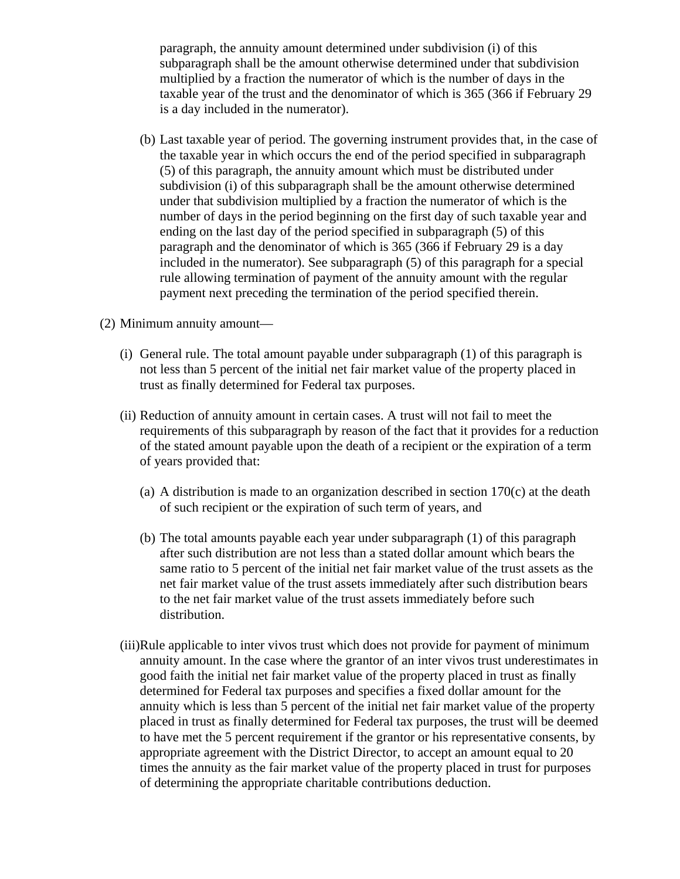paragraph, the annuity amount determined under subdivision (i) of this subparagraph shall be the amount otherwise determined under that subdivision multiplied by a fraction the numerator of which is the number of days in the taxable year of the trust and the denominator of which is 365 (366 if February 29 is a day included in the numerator).

(b) Last taxable year of period. The governing instrument provides that, in the case of the taxable year in which occurs the end of the period specified in subparagraph (5) of this paragraph, the annuity amount which must be distributed under subdivision (i) of this subparagraph shall be the amount otherwise determined under that subdivision multiplied by a fraction the numerator of which is the number of days in the period beginning on the first day of such taxable year and ending on the last day of the period specified in subparagraph (5) of this paragraph and the denominator of which is 365 (366 if February 29 is a day included in the numerator). See subparagraph (5) of this paragraph for a special rule allowing termination of payment of the annuity amount with the regular payment next preceding the termination of the period specified therein.

(2) Minimum annuity amount—

(i) General rule. The total amount payable under subparagraph (1) of this paragraph is not less than 5 percent of the initial net fair market value of the property placed in trust as finally determined for Federal tax purposes.

(ii) Reduction of annuity amount in certain cases. A trust will not fail to meet the requirements of this subparagraph by reason of the fact that it provides for a reduction of the stated amount payable upon the death of a recipient or the expiration of a term of years provided that:

(a) A distribution is made to an organization described in section 170(c) at the death of such recipient or the expiration of such term of years, and

(b) The total amounts payable each year under subparagraph (1) of this paragraph after such distribution are not less than a stated dollar amount which bears the same ratio to 5 percent of the initial net fair market value of the trust assets as the net fair market value of the trust assets immediately after such distribution bears to the net fair market value of the trust assets immediately before such distribution.

(iii) Rule applicable to inter vivos trust which does not provide for payment of minimum annuity amount. In the case where the grantor of an inter vivos trust underestimates in good faith the initial net fair market value of the property placed in trust as finally determined for Federal tax purposes and specifies a fixed dollar amount for the annuity which is less than 5 percent of the initial net fair market value of the property placed in trust as finally determined for Federal tax purposes, the trust will be deemed to have met the 5 percent requirement if the grantor or his representative consents, by appropriate agreement with the District Director, to accept an amount equal to 20 times the annuity as the fair market value of the property placed in trust for purposes of determining the appropriate charitable contributions deduction.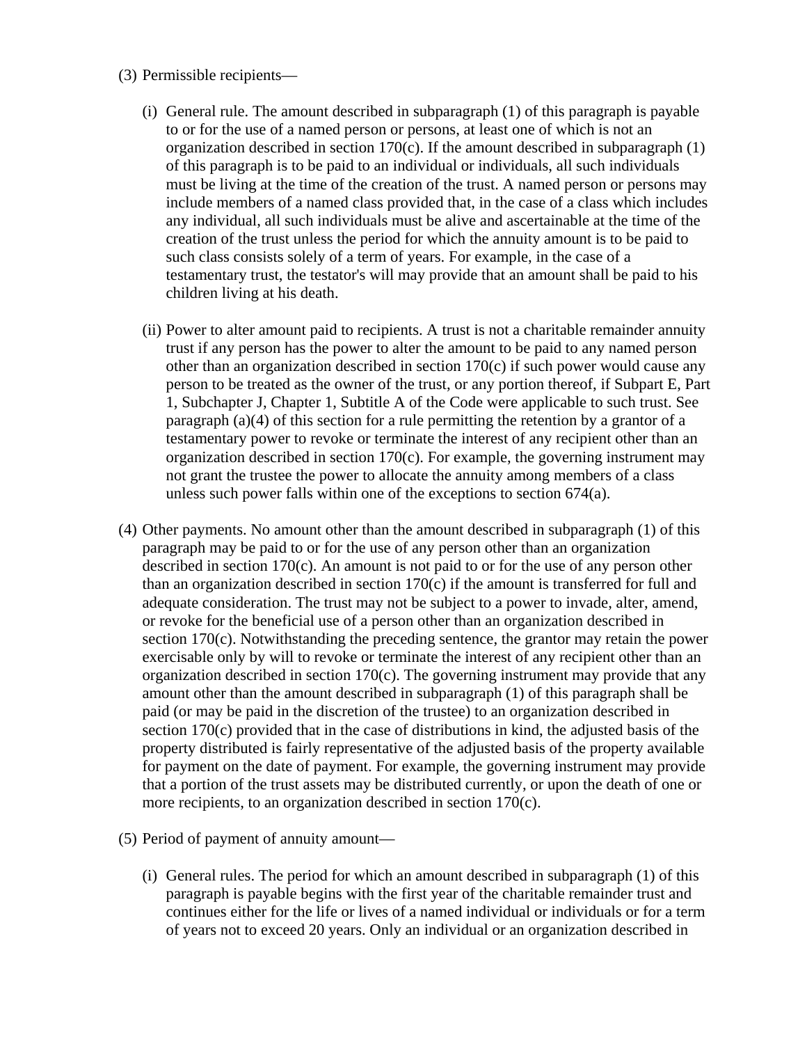(3) Permissible recipients—

  (i) General rule. The amount described in subparagraph (1) of this paragraph is payable to or for the use of a named person or persons, at least one of which is not an organization described in section 170(c). If the amount described in subparagraph (1) of this paragraph is to be paid to an individual or individuals, all such individuals must be living at the time of the creation of the trust. A named person or persons may include members of a named class provided that, in the case of a class which includes any individual, all such individuals must be alive and ascertainable at the time of the creation of the trust unless the period for which the annuity amount is to be paid to such class consists solely of a term of years. For example, in the case of a testamentary trust, the testator's will may provide that an amount shall be paid to his children living at his death.

  (ii) Power to alter amount paid to recipients. A trust is not a charitable remainder annuity trust if any person has the power to alter the amount to be paid to any named person other than an organization described in section 170(c) if such power would cause any person to be treated as the owner of the trust, or any portion thereof, if Subpart E, Part 1, Subchapter J, Chapter 1, Subtitle A of the Code were applicable to such trust. See paragraph (a)(4) of this section for a rule permitting the retention by a grantor of a testamentary power to revoke or terminate the interest of any recipient other than an organization described in section 170(c). For example, the governing instrument may not grant the trustee the power to allocate the annuity among members of a class unless such power falls within one of the exceptions to section 674(a).

(4) Other payments. No amount other than the amount described in subparagraph (1) of this paragraph may be paid to or for the use of any person other than an organization described in section 170(c). An amount is not paid to or for the use of any person other than an organization described in section 170(c) if the amount is transferred for full and adequate consideration. The trust may not be subject to a power to invade, alter, amend, or revoke for the beneficial use of a person other than an organization described in section 170(c). Notwithstanding the preceding sentence, the grantor may retain the power exercisable only by will to revoke or terminate the interest of any recipient other than an organization described in section 170(c). The governing instrument may provide that any amount other than the amount described in subparagraph (1) of this paragraph shall be paid (or may be paid in the discretion of the trustee) to an organization described in section 170(c) provided that in the case of distributions in kind, the adjusted basis of the property distributed is fairly representative of the adjusted basis of the property available for payment on the date of payment. For example, the governing instrument may provide that a portion of the trust assets may be distributed currently, or upon the death of one or more recipients, to an organization described in section 170(c).

(5) Period of payment of annuity amount—

  (i) General rules. The period for which an amount described in subparagraph (1) of this paragraph is payable begins with the first year of the charitable remainder trust and continues either for the life or lives of a named individual or individuals or for a term of years not to exceed 20 years. Only an individual or an organization described in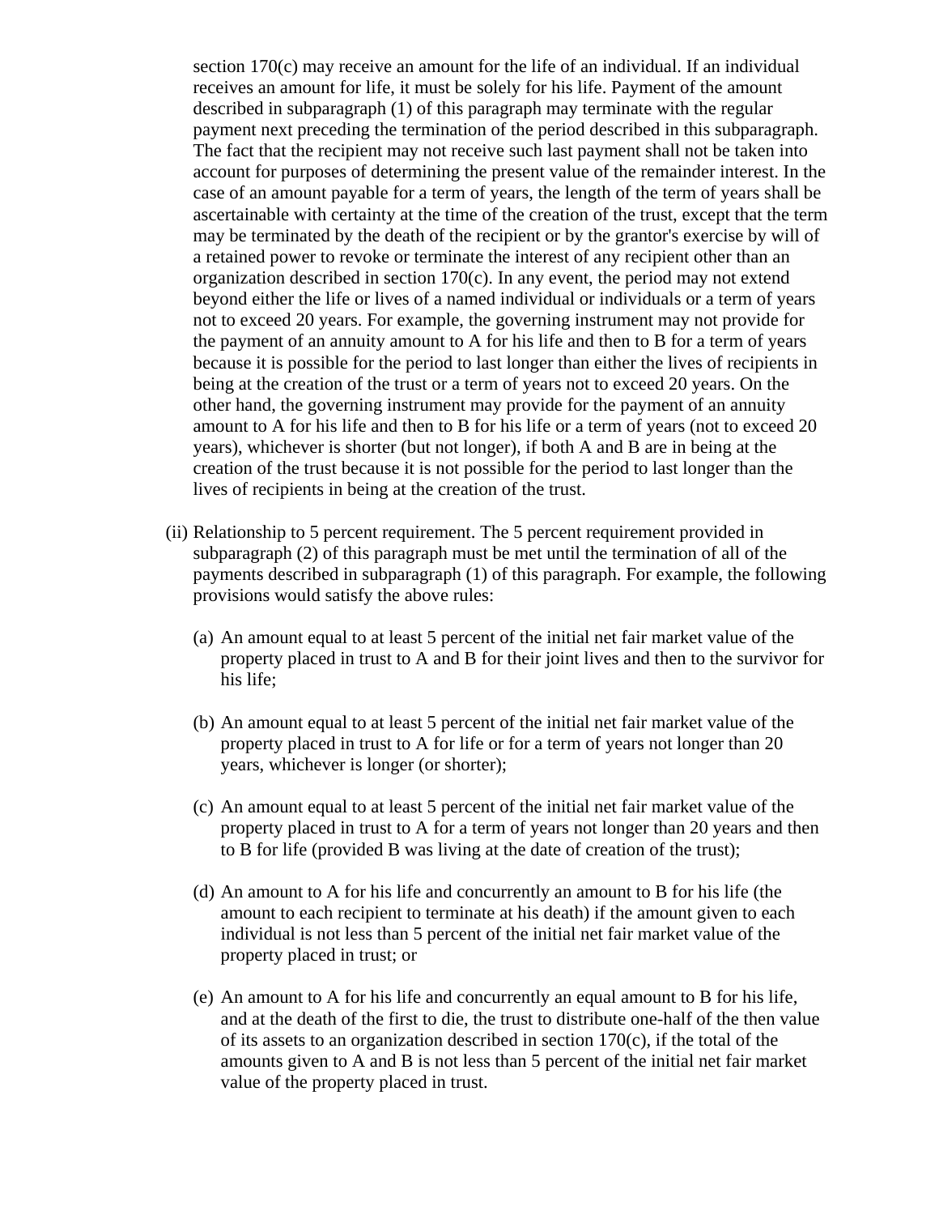section 170(c) may receive an amount for the life of an individual. If an individual receives an amount for life, it must be solely for his life. Payment of the amount described in subparagraph (1) of this paragraph may terminate with the regular payment next preceding the termination of the period described in this subparagraph. The fact that the recipient may not receive such last payment shall not be taken into account for purposes of determining the present value of the remainder interest. In the case of an amount payable for a term of years, the length of the term of years shall be ascertainable with certainty at the time of the creation of the trust, except that the term may be terminated by the death of the recipient or by the grantor's exercise by will of a retained power to revoke or terminate the interest of any recipient other than an organization described in section 170(c). In any event, the period may not extend beyond either the life or lives of a named individual or individuals or a term of years not to exceed 20 years. For example, the governing instrument may not provide for the payment of an annuity amount to A for his life and then to B for a term of years because it is possible for the period to last longer than either the lives of recipients in being at the creation of the trust or a term of years not to exceed 20 years. On the other hand, the governing instrument may provide for the payment of an annuity amount to A for his life and then to B for his life or a term of years (not to exceed 20 years), whichever is shorter (but not longer), if both A and B are in being at the creation of the trust because it is not possible for the period to last longer than the lives of recipients in being at the creation of the trust.

(ii) Relationship to 5 percent requirement. The 5 percent requirement provided in subparagraph (2) of this paragraph must be met until the termination of all of the payments described in subparagraph (1) of this paragraph. For example, the following provisions would satisfy the above rules:

(a) An amount equal to at least 5 percent of the initial net fair market value of the property placed in trust to A and B for their joint lives and then to the survivor for his life;

(b) An amount equal to at least 5 percent of the initial net fair market value of the property placed in trust to A for life or for a term of years not longer than 20 years, whichever is longer (or shorter);

(c) An amount equal to at least 5 percent of the initial net fair market value of the property placed in trust to A for a term of years not longer than 20 years and then to B for life (provided B was living at the date of creation of the trust);

(d) An amount to A for his life and concurrently an amount to B for his life (the amount to each recipient to terminate at his death) if the amount given to each individual is not less than 5 percent of the initial net fair market value of the property placed in trust; or

(e) An amount to A for his life and concurrently an equal amount to B for his life, and at the death of the first to die, the trust to distribute one-half of the then value of its assets to an organization described in section 170(c), if the total of the amounts given to A and B is not less than 5 percent of the initial net fair market value of the property placed in trust.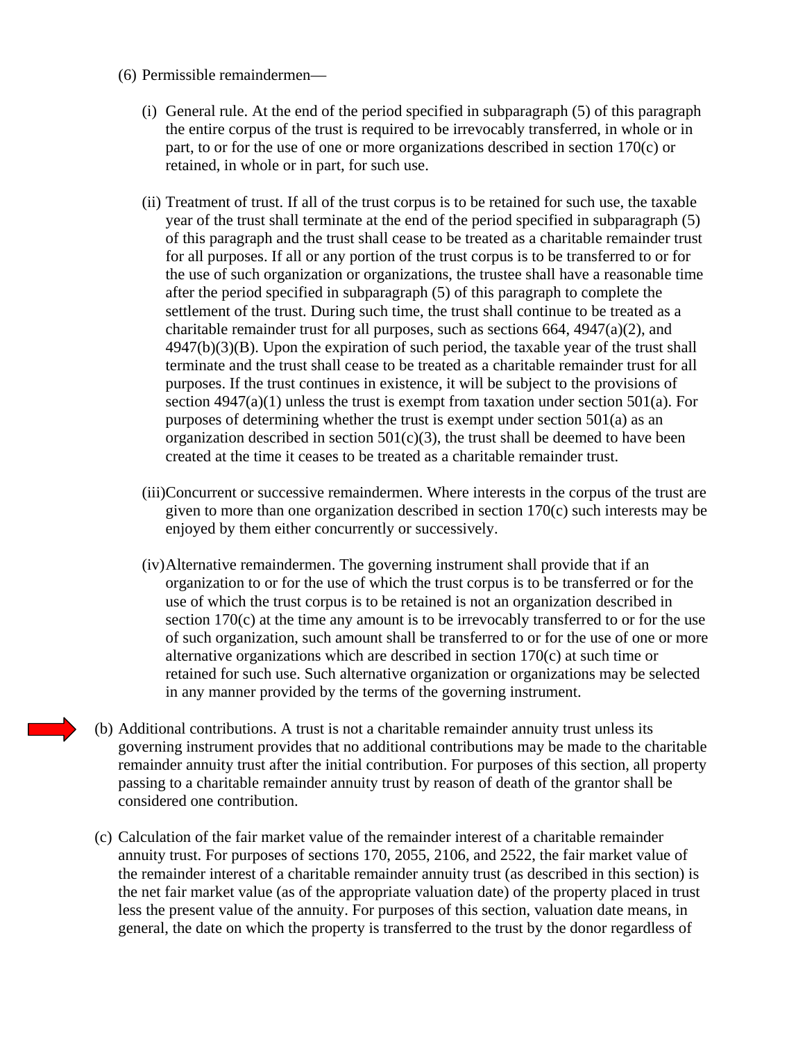(6) Permissible remaindermen—

(i) General rule. At the end of the period specified in subparagraph (5) of this paragraph the entire corpus of the trust is required to be irrevocably transferred, in whole or in part, to or for the use of one or more organizations described in section 170(c) or retained, in whole or in part, for such use.

(ii) Treatment of trust. If all of the trust corpus is to be retained for such use, the taxable year of the trust shall terminate at the end of the period specified in subparagraph (5) of this paragraph and the trust shall cease to be treated as a charitable remainder trust for all purposes. If all or any portion of the trust corpus is to be transferred to or for the use of such organization or organizations, the trustee shall have a reasonable time after the period specified in subparagraph (5) of this paragraph to complete the settlement of the trust. During such time, the trust shall continue to be treated as a charitable remainder trust for all purposes, such as sections 664, 4947(a)(2), and 4947(b)(3)(B). Upon the expiration of such period, the taxable year of the trust shall terminate and the trust shall cease to be treated as a charitable remainder trust for all purposes. If the trust continues in existence, it will be subject to the provisions of section 4947(a)(1) unless the trust is exempt from taxation under section 501(a). For purposes of determining whether the trust is exempt under section 501(a) as an organization described in section 501(c)(3), the trust shall be deemed to have been created at the time it ceases to be treated as a charitable remainder trust.

(iii) Concurrent or successive remaindermen. Where interests in the corpus of the trust are given to more than one organization described in section 170(c) such interests may be enjoyed by them either concurrently or successively.

(iv) Alternative remaindermen. The governing instrument shall provide that if an organization to or for the use of which the trust corpus is to be transferred or for the use of which the trust corpus is to be retained is not an organization described in section 170(c) at the time any amount is to be irrevocably transferred to or for the use of such organization, such amount shall be transferred to or for the use of one or more alternative organizations which are described in section 170(c) at such time or retained for such use. Such alternative organization or organizations may be selected in any manner provided by the terms of the governing instrument.

(b) Additional contributions. A trust is not a charitable remainder annuity trust unless its governing instrument provides that no additional contributions may be made to the charitable remainder annuity trust after the initial contribution. For purposes of this section, all property passing to a charitable remainder annuity trust by reason of death of the grantor shall be considered one contribution.

(c) Calculation of the fair market value of the remainder interest of a charitable remainder annuity trust. For purposes of sections 170, 2055, 2106, and 2522, the fair market value of the remainder interest of a charitable remainder annuity trust (as described in this section) is the net fair market value (as of the appropriate valuation date) of the property placed in trust less the present value of the annuity. For purposes of this section, valuation date means, in general, the date on which the property is transferred to the trust by the donor regardless of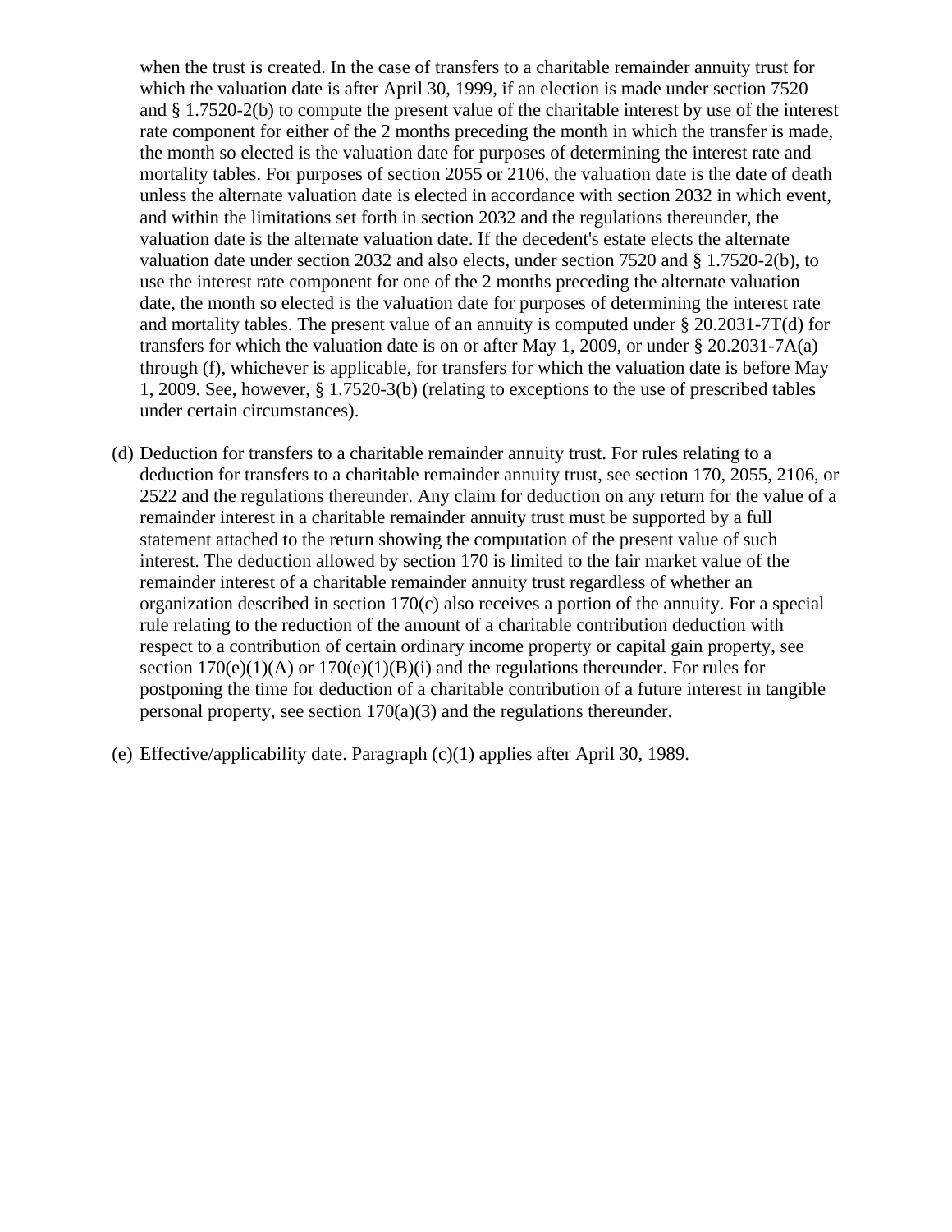when the trust is created. In the case of transfers to a charitable remainder annuity trust for which the valuation date is after April 30, 1999, if an election is made under section 7520 and § 1.7520-2(b) to compute the present value of the charitable interest by use of the interest rate component for either of the 2 months preceding the month in which the transfer is made, the month so elected is the valuation date for purposes of determining the interest rate and mortality tables. For purposes of section 2055 or 2106, the valuation date is the date of death unless the alternate valuation date is elected in accordance with section 2032 in which event, and within the limitations set forth in section 2032 and the regulations thereunder, the valuation date is the alternate valuation date. If the decedent's estate elects the alternate valuation date under section 2032 and also elects, under section 7520 and § 1.7520-2(b), to use the interest rate component for one of the 2 months preceding the alternate valuation date, the month so elected is the valuation date for purposes of determining the interest rate and mortality tables. The present value of an annuity is computed under § 20.2031-7T(d) for transfers for which the valuation date is on or after May 1, 2009, or under § 20.2031-7A(a) through (f), whichever is applicable, for transfers for which the valuation date is before May 1, 2009. See, however, § 1.7520-3(b) (relating to exceptions to the use of prescribed tables under certain circumstances).

(d) Deduction for transfers to a charitable remainder annuity trust. For rules relating to a deduction for transfers to a charitable remainder annuity trust, see section 170, 2055, 2106, or 2522 and the regulations thereunder. Any claim for deduction on any return for the value of a remainder interest in a charitable remainder annuity trust must be supported by a full statement attached to the return showing the computation of the present value of such interest. The deduction allowed by section 170 is limited to the fair market value of the remainder interest of a charitable remainder annuity trust regardless of whether an organization described in section 170(c) also receives a portion of the annuity. For a special rule relating to the reduction of the amount of a charitable contribution deduction with respect to a contribution of certain ordinary income property or capital gain property, see section 170(e)(1)(A) or 170(e)(1)(B)(i) and the regulations thereunder. For rules for postponing the time for deduction of a charitable contribution of a future interest in tangible personal property, see section 170(a)(3) and the regulations thereunder.

(e) Effective/applicability date. Paragraph (c)(1) applies after April 30, 1989.